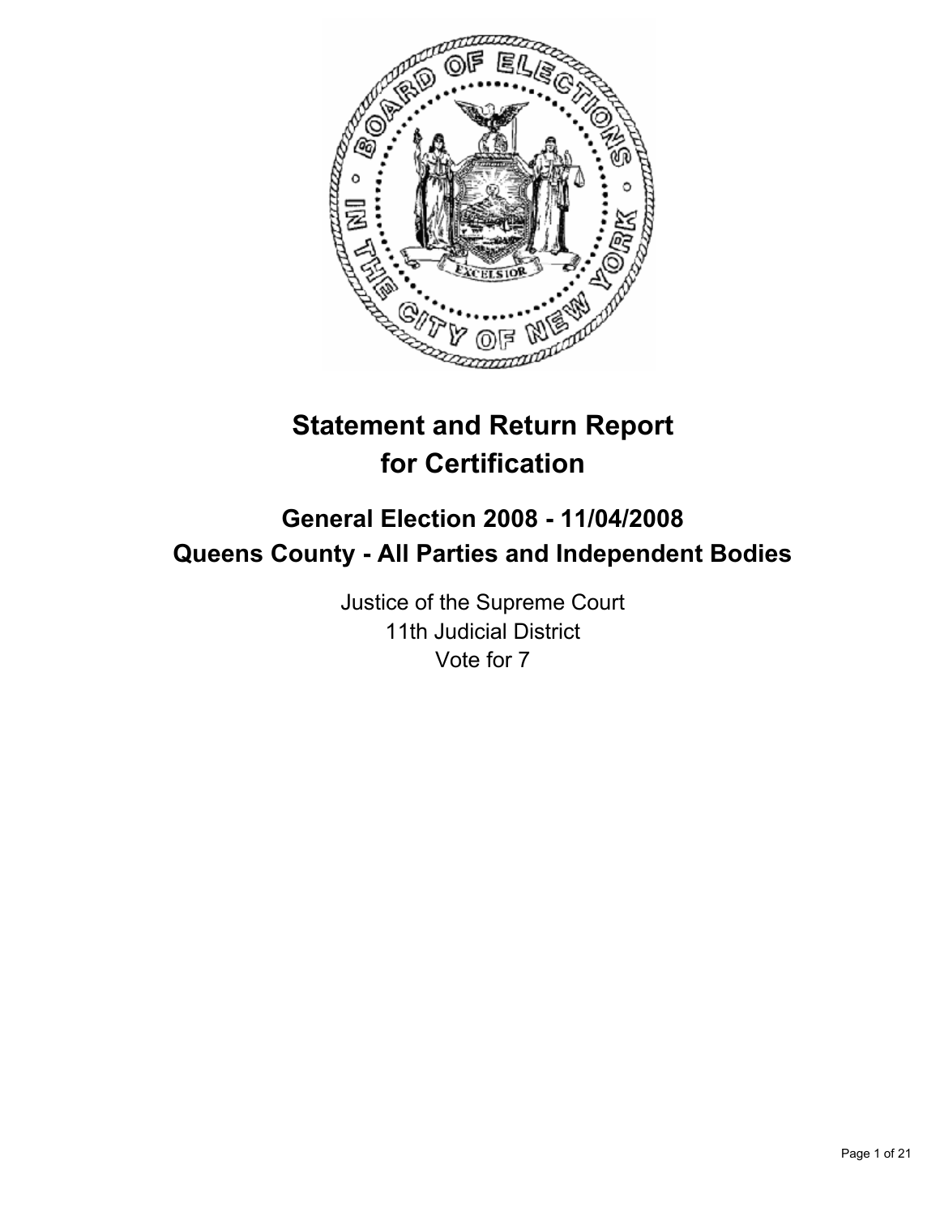# Statement and Return Report for Certification

## General Election 2008 - 11/04/2008
## Queens County - All Parties and Independent Bodies

Justice of the Supreme Court
11th Judicial District
Vote for 7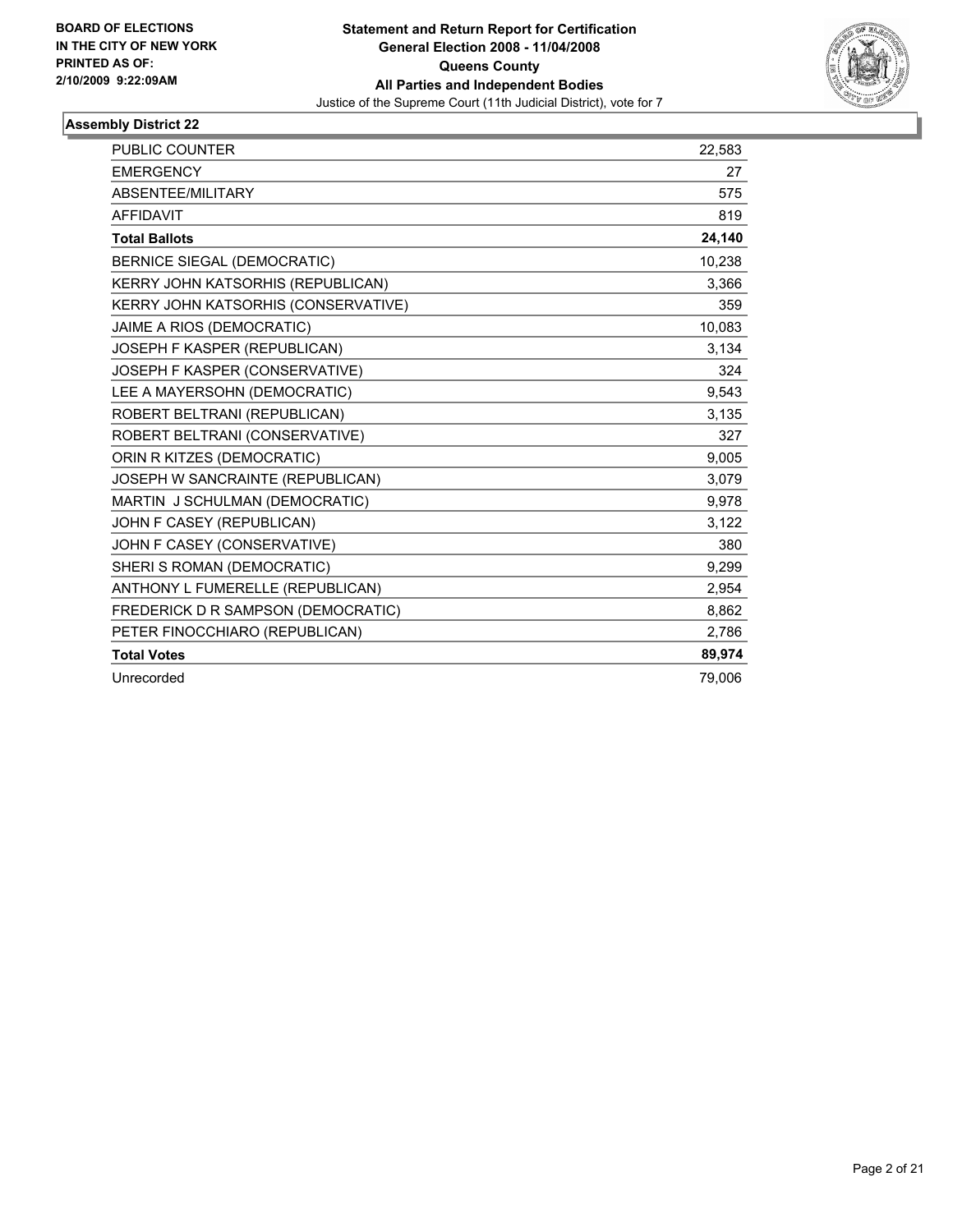BOARD OF ELECTIONS
IN THE CITY OF NEW YORK
PRINTED AS OF:
2/10/2009 9:22:09AM

**Statement and Return Report for Certification**
**General Election 2008 - 11/04/2008**
**Queens County**
**All Parties and Independent Bodies**
Justice of the Supreme Court (11th Judicial District), vote for 7

## Assembly District 22

| | |
|---|---|
| PUBLIC COUNTER | 22,583 |
| EMERGENCY | 27 |
| ABSENTEE/MILITARY | 575 |
| AFFIDAVIT | 819 |
| **Total Ballots** | **24,140** |
| BERNICE SIEGAL (DEMOCRATIC) | 10,238 |
| KERRY JOHN KATSORHIS (REPUBLICAN) | 3,366 |
| KERRY JOHN KATSORHIS (CONSERVATIVE) | 359 |
| JAIME A RIOS (DEMOCRATIC) | 10,083 |
| JOSEPH F KASPER (REPUBLICAN) | 3,134 |
| JOSEPH F KASPER (CONSERVATIVE) | 324 |
| LEE A MAYERSOHN (DEMOCRATIC) | 9,543 |
| ROBERT BELTRANI (REPUBLICAN) | 3,135 |
| ROBERT BELTRANI (CONSERVATIVE) | 327 |
| ORIN R KITZES (DEMOCRATIC) | 9,005 |
| JOSEPH W SANCRAINTE (REPUBLICAN) | 3,079 |
| MARTIN J SCHULMAN (DEMOCRATIC) | 9,978 |
| JOHN F CASEY (REPUBLICAN) | 3,122 |
| JOHN F CASEY (CONSERVATIVE) | 380 |
| SHERI S ROMAN (DEMOCRATIC) | 9,299 |
| ANTHONY L FUMERELLE (REPUBLICAN) | 2,954 |
| FREDERICK D R SAMPSON (DEMOCRATIC) | 8,862 |
| PETER FINOCCHIARO (REPUBLICAN) | 2,786 |
| **Total Votes** | **89,974** |
| Unrecorded | 79,006 |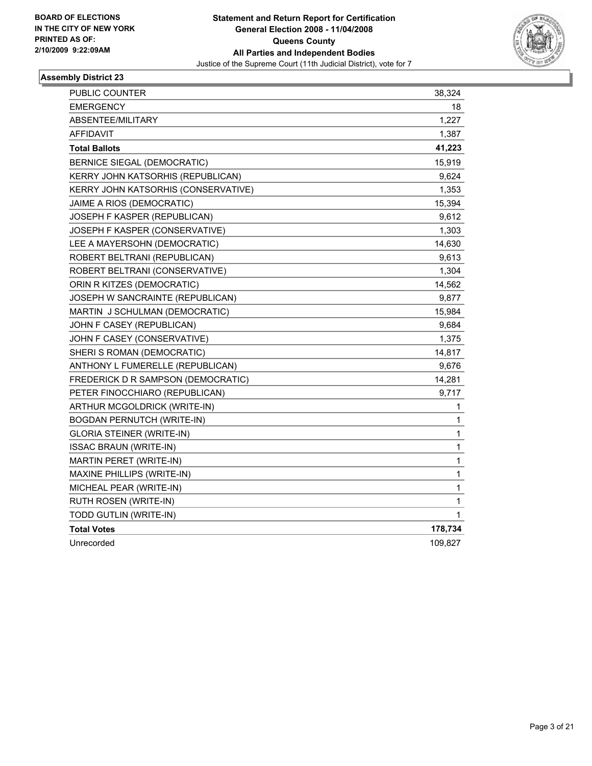**BOARD OF ELECTIONS IN THE CITY OF NEW YORK PRINTED AS OF: 2/10/2009 9:22:09AM**

# Statement and Return Report for Certification
## General Election 2008 - 11/04/2008
## Queens County
## All Parties and Independent Bodies

Justice of the Supreme Court (11th Judicial District), vote for 7

### Assembly District 23

| | |
|---|---|
| PUBLIC COUNTER | 38,324 |
| EMERGENCY | 18 |
| ABSENTEE/MILITARY | 1,227 |
| AFFIDAVIT | 1,387 |
| **Total Ballots** | **41,223** |
| BERNICE SIEGAL (DEMOCRATIC) | 15,919 |
| KERRY JOHN KATSORHIS (REPUBLICAN) | 9,624 |
| KERRY JOHN KATSORHIS (CONSERVATIVE) | 1,353 |
| JAIME A RIOS (DEMOCRATIC) | 15,394 |
| JOSEPH F KASPER (REPUBLICAN) | 9,612 |
| JOSEPH F KASPER (CONSERVATIVE) | 1,303 |
| LEE A MAYERSOHN (DEMOCRATIC) | 14,630 |
| ROBERT BELTRANI (REPUBLICAN) | 9,613 |
| ROBERT BELTRANI (CONSERVATIVE) | 1,304 |
| ORIN R KITZES (DEMOCRATIC) | 14,562 |
| JOSEPH W SANCRAINTE (REPUBLICAN) | 9,877 |
| MARTIN J SCHULMAN (DEMOCRATIC) | 15,984 |
| JOHN F CASEY (REPUBLICAN) | 9,684 |
| JOHN F CASEY (CONSERVATIVE) | 1,375 |
| SHERI S ROMAN (DEMOCRATIC) | 14,817 |
| ANTHONY L FUMERELLE (REPUBLICAN) | 9,676 |
| FREDERICK D R SAMPSON (DEMOCRATIC) | 14,281 |
| PETER FINOCCHIARO (REPUBLICAN) | 9,717 |
| ARTHUR MCGOLDRICK (WRITE-IN) | 1 |
| BOGDAN PERNUTCH (WRITE-IN) | 1 |
| GLORIA STEINER (WRITE-IN) | 1 |
| ISSAC BRAUN (WRITE-IN) | 1 |
| MARTIN PERET (WRITE-IN) | 1 |
| MAXINE PHILLIPS (WRITE-IN) | 1 |
| MICHEAL PEAR (WRITE-IN) | 1 |
| RUTH ROSEN (WRITE-IN) | 1 |
| TODD GUTLIN (WRITE-IN) | 1 |
| **Total Votes** | **178,734** |
| Unrecorded | 109,827 |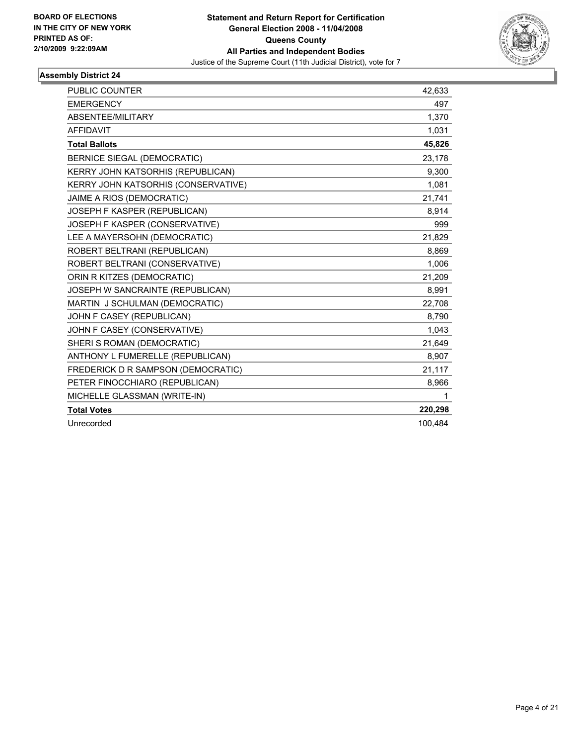**BOARD OF ELECTIONS IN THE CITY OF NEW YORK PRINTED AS OF: 2/10/2009 9:22:09AM**

**Statement and Return Report for Certification General Election 2008 - 11/04/2008 Queens County All Parties and Independent Bodies**

Justice of the Supreme Court (11th Judicial District), vote for 7

## Assembly District 24

| | |
|---|---|
| PUBLIC COUNTER | 42,633 |
| EMERGENCY | 497 |
| ABSENTEE/MILITARY | 1,370 |
| AFFIDAVIT | 1,031 |
| **Total Ballots** | **45,826** |
| BERNICE SIEGAL (DEMOCRATIC) | 23,178 |
| KERRY JOHN KATSORHIS (REPUBLICAN) | 9,300 |
| KERRY JOHN KATSORHIS (CONSERVATIVE) | 1,081 |
| JAIME A RIOS (DEMOCRATIC) | 21,741 |
| JOSEPH F KASPER (REPUBLICAN) | 8,914 |
| JOSEPH F KASPER (CONSERVATIVE) | 999 |
| LEE A MAYERSOHN (DEMOCRATIC) | 21,829 |
| ROBERT BELTRANI (REPUBLICAN) | 8,869 |
| ROBERT BELTRANI (CONSERVATIVE) | 1,006 |
| ORIN R KITZES (DEMOCRATIC) | 21,209 |
| JOSEPH W SANCRAINTE (REPUBLICAN) | 8,991 |
| MARTIN J SCHULMAN (DEMOCRATIC) | 22,708 |
| JOHN F CASEY (REPUBLICAN) | 8,790 |
| JOHN F CASEY (CONSERVATIVE) | 1,043 |
| SHERI S ROMAN (DEMOCRATIC) | 21,649 |
| ANTHONY L FUMERELLE (REPUBLICAN) | 8,907 |
| FREDERICK D R SAMPSON (DEMOCRATIC) | 21,117 |
| PETER FINOCCHIARO (REPUBLICAN) | 8,966 |
| MICHELLE GLASSMAN (WRITE-IN) | 1 |
| **Total Votes** | **220,298** |
| Unrecorded | 100,484 |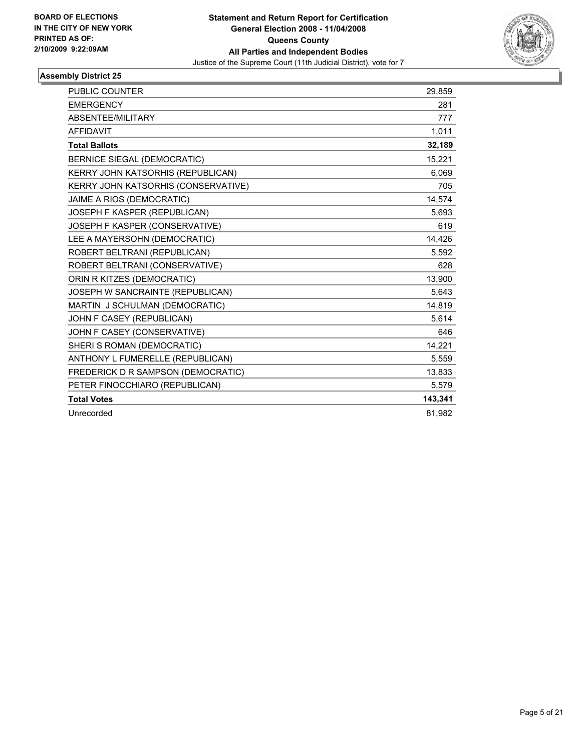**BOARD OF ELECTIONS IN THE CITY OF NEW YORK PRINTED AS OF: 2/10/2009 9:22:09AM**

**Statement and Return Report for Certification**
**General Election 2008 - 11/04/2008**
**Queens County**
**All Parties and Independent Bodies**
Justice of the Supreme Court (11th Judicial District), vote for 7

### Assembly District 25

| | |
|---|---|
| PUBLIC COUNTER | 29,859 |
| EMERGENCY | 281 |
| ABSENTEE/MILITARY | 777 |
| AFFIDAVIT | 1,011 |
| **Total Ballots** | **32,189** |
| BERNICE SIEGAL (DEMOCRATIC) | 15,221 |
| KERRY JOHN KATSORHIS (REPUBLICAN) | 6,069 |
| KERRY JOHN KATSORHIS (CONSERVATIVE) | 705 |
| JAIME A RIOS (DEMOCRATIC) | 14,574 |
| JOSEPH F KASPER (REPUBLICAN) | 5,693 |
| JOSEPH F KASPER (CONSERVATIVE) | 619 |
| LEE A MAYERSOHN (DEMOCRATIC) | 14,426 |
| ROBERT BELTRANI (REPUBLICAN) | 5,592 |
| ROBERT BELTRANI (CONSERVATIVE) | 628 |
| ORIN R KITZES (DEMOCRATIC) | 13,900 |
| JOSEPH W SANCRAINTE (REPUBLICAN) | 5,643 |
| MARTIN J SCHULMAN (DEMOCRATIC) | 14,819 |
| JOHN F CASEY (REPUBLICAN) | 5,614 |
| JOHN F CASEY (CONSERVATIVE) | 646 |
| SHERI S ROMAN (DEMOCRATIC) | 14,221 |
| ANTHONY L FUMERELLE (REPUBLICAN) | 5,559 |
| FREDERICK D R SAMPSON (DEMOCRATIC) | 13,833 |
| PETER FINOCCHIARO (REPUBLICAN) | 5,579 |
| **Total Votes** | **143,341** |
| Unrecorded | 81,982 |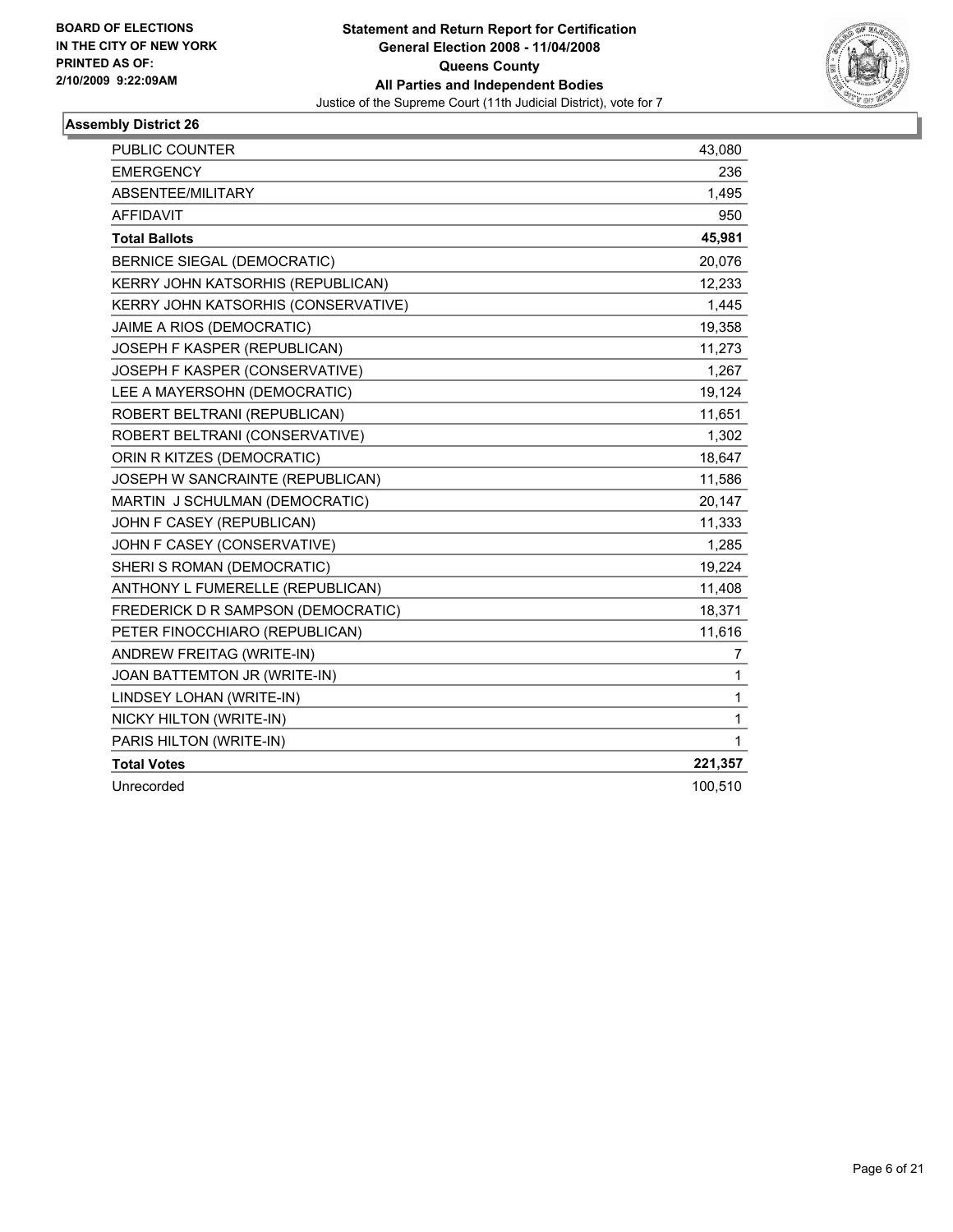**BOARD OF ELECTIONS IN THE CITY OF NEW YORK PRINTED AS OF: 2/10/2009 9:22:09AM**

**Statement and Return Report for Certification General Election 2008 - 11/04/2008 Queens County All Parties and Independent Bodies**

Justice of the Supreme Court (11th Judicial District), vote for 7

### Assembly District 26

| | |
|---|---|
| PUBLIC COUNTER | 43,080 |
| EMERGENCY | 236 |
| ABSENTEE/MILITARY | 1,495 |
| AFFIDAVIT | 950 |
| **Total Ballots** | **45,981** |
| BERNICE SIEGAL (DEMOCRATIC) | 20,076 |
| KERRY JOHN KATSORHIS (REPUBLICAN) | 12,233 |
| KERRY JOHN KATSORHIS (CONSERVATIVE) | 1,445 |
| JAIME A RIOS (DEMOCRATIC) | 19,358 |
| JOSEPH F KASPER (REPUBLICAN) | 11,273 |
| JOSEPH F KASPER (CONSERVATIVE) | 1,267 |
| LEE A MAYERSOHN (DEMOCRATIC) | 19,124 |
| ROBERT BELTRANI (REPUBLICAN) | 11,651 |
| ROBERT BELTRANI (CONSERVATIVE) | 1,302 |
| ORIN R KITZES (DEMOCRATIC) | 18,647 |
| JOSEPH W SANCRAINTE (REPUBLICAN) | 11,586 |
| MARTIN J SCHULMAN (DEMOCRATIC) | 20,147 |
| JOHN F CASEY (REPUBLICAN) | 11,333 |
| JOHN F CASEY (CONSERVATIVE) | 1,285 |
| SHERI S ROMAN (DEMOCRATIC) | 19,224 |
| ANTHONY L FUMERELLE (REPUBLICAN) | 11,408 |
| FREDERICK D R SAMPSON (DEMOCRATIC) | 18,371 |
| PETER FINOCCHIARO (REPUBLICAN) | 11,616 |
| ANDREW FREITAG (WRITE-IN) | 7 |
| JOAN BATTEMTON JR (WRITE-IN) | 1 |
| LINDSEY LOHAN (WRITE-IN) | 1 |
| NICKY HILTON (WRITE-IN) | 1 |
| PARIS HILTON (WRITE-IN) | 1 |
| **Total Votes** | **221,357** |
| Unrecorded | 100,510 |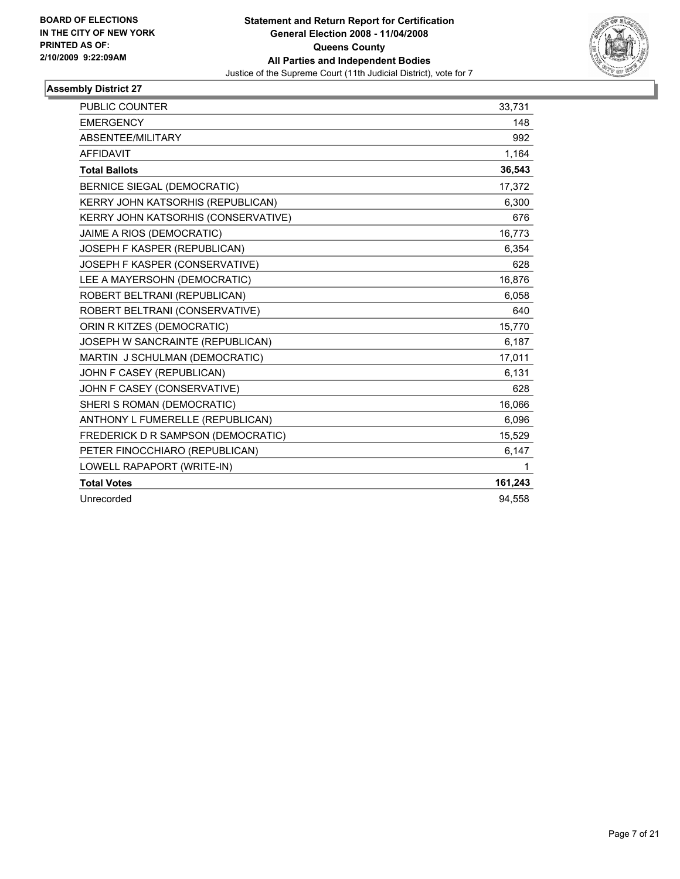**BOARD OF ELECTIONS IN THE CITY OF NEW YORK**
**PRINTED AS OF: 2/10/2009 9:22:09AM**

**Statement and Return Report for Certification**
**General Election 2008 - 11/04/2008**
**Queens County**
**All Parties and Independent Bodies**
Justice of the Supreme Court (11th Judicial District), vote for 7

### Assembly District 27

| | |
|---|---|
| PUBLIC COUNTER | 33,731 |
| EMERGENCY | 148 |
| ABSENTEE/MILITARY | 992 |
| AFFIDAVIT | 1,164 |
| **Total Ballots** | **36,543** |
| BERNICE SIEGAL (DEMOCRATIC) | 17,372 |
| KERRY JOHN KATSORHIS (REPUBLICAN) | 6,300 |
| KERRY JOHN KATSORHIS (CONSERVATIVE) | 676 |
| JAIME A RIOS (DEMOCRATIC) | 16,773 |
| JOSEPH F KASPER (REPUBLICAN) | 6,354 |
| JOSEPH F KASPER (CONSERVATIVE) | 628 |
| LEE A MAYERSOHN (DEMOCRATIC) | 16,876 |
| ROBERT BELTRANI (REPUBLICAN) | 6,058 |
| ROBERT BELTRANI (CONSERVATIVE) | 640 |
| ORIN R KITZES (DEMOCRATIC) | 15,770 |
| JOSEPH W SANCRAINTE (REPUBLICAN) | 6,187 |
| MARTIN J SCHULMAN (DEMOCRATIC) | 17,011 |
| JOHN F CASEY (REPUBLICAN) | 6,131 |
| JOHN F CASEY (CONSERVATIVE) | 628 |
| SHERI S ROMAN (DEMOCRATIC) | 16,066 |
| ANTHONY L FUMERELLE (REPUBLICAN) | 6,096 |
| FREDERICK D R SAMPSON (DEMOCRATIC) | 15,529 |
| PETER FINOCCHIARO (REPUBLICAN) | 6,147 |
| LOWELL RAPAPORT (WRITE-IN) | 1 |
| **Total Votes** | **161,243** |
| Unrecorded | 94,558 |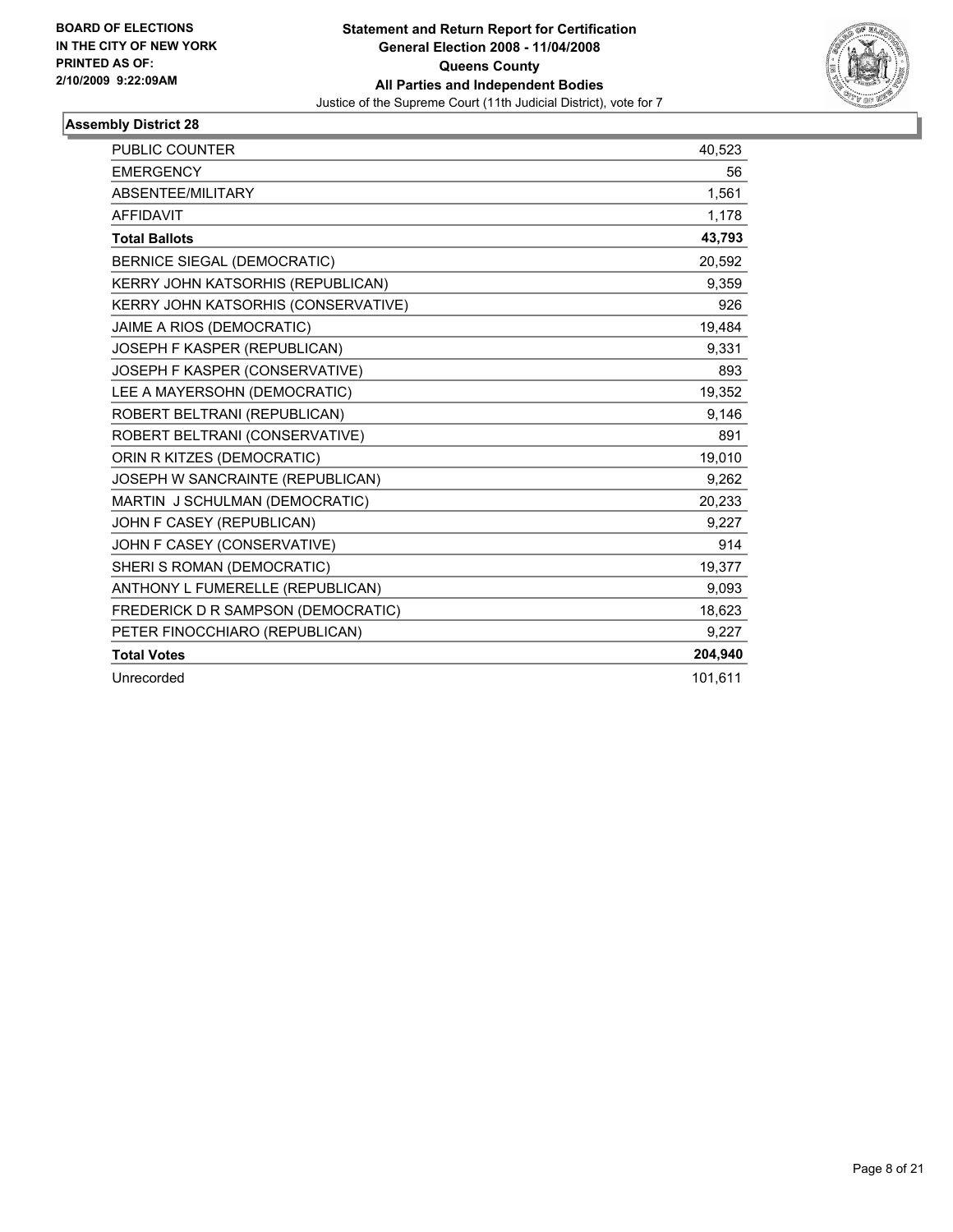**BOARD OF ELECTIONS IN THE CITY OF NEW YORK**
**PRINTED AS OF: 2/10/2009 9:22:09AM**

**Statement and Return Report for Certification**
**General Election 2008 - 11/04/2008**
**Queens County**
**All Parties and Independent Bodies**
Justice of the Supreme Court (11th Judicial District), vote for 7

### Assembly District 28

| | |
|---|---|
| PUBLIC COUNTER | 40,523 |
| EMERGENCY | 56 |
| ABSENTEE/MILITARY | 1,561 |
| AFFIDAVIT | 1,178 |
| **Total Ballots** | **43,793** |
| BERNICE SIEGAL (DEMOCRATIC) | 20,592 |
| KERRY JOHN KATSORHIS (REPUBLICAN) | 9,359 |
| KERRY JOHN KATSORHIS (CONSERVATIVE) | 926 |
| JAIME A RIOS (DEMOCRATIC) | 19,484 |
| JOSEPH F KASPER (REPUBLICAN) | 9,331 |
| JOSEPH F KASPER (CONSERVATIVE) | 893 |
| LEE A MAYERSOHN (DEMOCRATIC) | 19,352 |
| ROBERT BELTRANI (REPUBLICAN) | 9,146 |
| ROBERT BELTRANI (CONSERVATIVE) | 891 |
| ORIN R KITZES (DEMOCRATIC) | 19,010 |
| JOSEPH W SANCRAINTE (REPUBLICAN) | 9,262 |
| MARTIN J SCHULMAN (DEMOCRATIC) | 20,233 |
| JOHN F CASEY (REPUBLICAN) | 9,227 |
| JOHN F CASEY (CONSERVATIVE) | 914 |
| SHERI S ROMAN (DEMOCRATIC) | 19,377 |
| ANTHONY L FUMERELLE (REPUBLICAN) | 9,093 |
| FREDERICK D R SAMPSON (DEMOCRATIC) | 18,623 |
| PETER FINOCCHIARO (REPUBLICAN) | 9,227 |
| **Total Votes** | **204,940** |
| Unrecorded | 101,611 |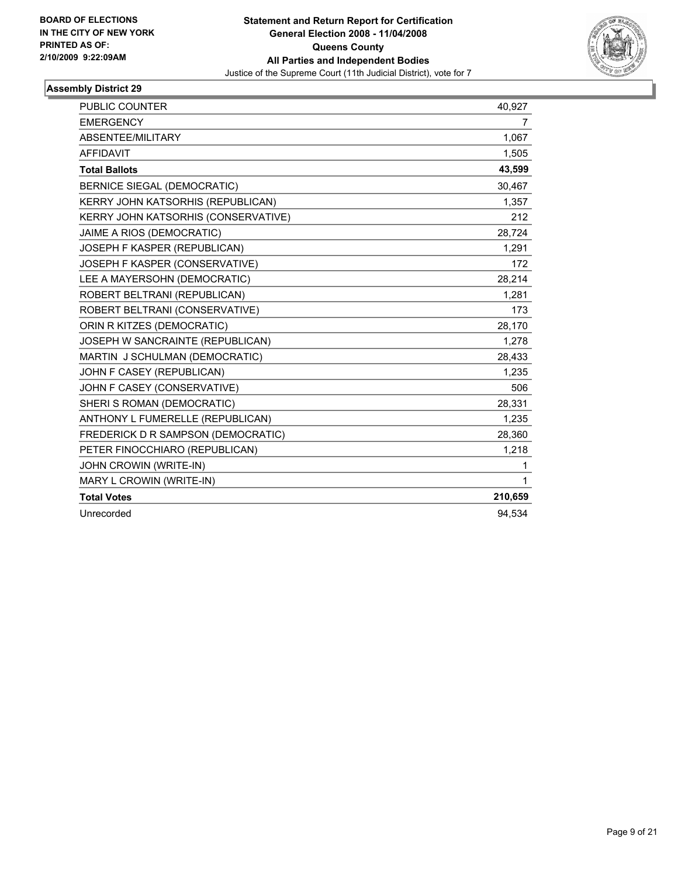**BOARD OF ELECTIONS IN THE CITY OF NEW YORK PRINTED AS OF: 2/10/2009 9:22:09AM**

# Statement and Return Report for Certification General Election 2008 - 11/04/2008 Queens County All Parties and Independent Bodies

Justice of the Supreme Court (11th Judicial District), vote for 7

## Assembly District 29

| | |
|---|---|
| PUBLIC COUNTER | 40,927 |
| EMERGENCY | 7 |
| ABSENTEE/MILITARY | 1,067 |
| AFFIDAVIT | 1,505 |
| **Total Ballots** | **43,599** |
| BERNICE SIEGAL (DEMOCRATIC) | 30,467 |
| KERRY JOHN KATSORHIS (REPUBLICAN) | 1,357 |
| KERRY JOHN KATSORHIS (CONSERVATIVE) | 212 |
| JAIME A RIOS (DEMOCRATIC) | 28,724 |
| JOSEPH F KASPER (REPUBLICAN) | 1,291 |
| JOSEPH F KASPER (CONSERVATIVE) | 172 |
| LEE A MAYERSOHN (DEMOCRATIC) | 28,214 |
| ROBERT BELTRANI (REPUBLICAN) | 1,281 |
| ROBERT BELTRANI (CONSERVATIVE) | 173 |
| ORIN R KITZES (DEMOCRATIC) | 28,170 |
| JOSEPH W SANCRAINTE (REPUBLICAN) | 1,278 |
| MARTIN J SCHULMAN (DEMOCRATIC) | 28,433 |
| JOHN F CASEY (REPUBLICAN) | 1,235 |
| JOHN F CASEY (CONSERVATIVE) | 506 |
| SHERI S ROMAN (DEMOCRATIC) | 28,331 |
| ANTHONY L FUMERELLE (REPUBLICAN) | 1,235 |
| FREDERICK D R SAMPSON (DEMOCRATIC) | 28,360 |
| PETER FINOCCHIARO (REPUBLICAN) | 1,218 |
| JOHN CROWIN (WRITE-IN) | 1 |
| MARY L CROWIN (WRITE-IN) | 1 |
| **Total Votes** | **210,659** |
| Unrecorded | 94,534 |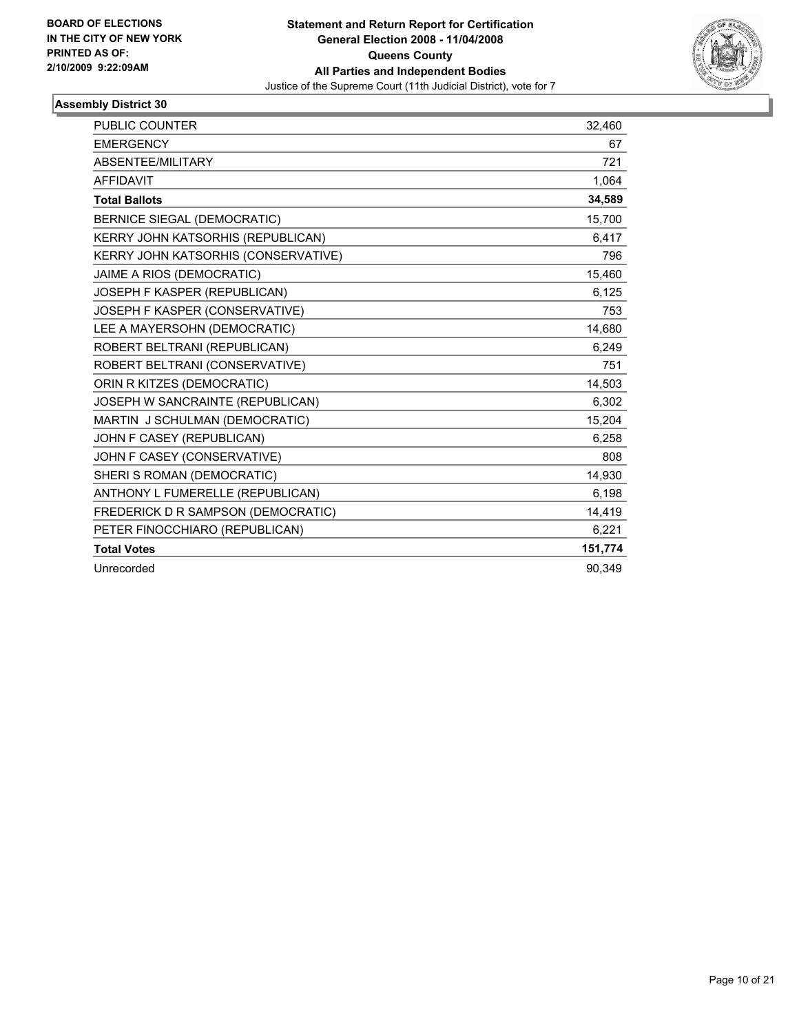**BOARD OF ELECTIONS IN THE CITY OF NEW YORK PRINTED AS OF: 2/10/2009 9:22:09AM**

**Statement and Return Report for Certification**
**General Election 2008 - 11/04/2008**
**Queens County**
**All Parties and Independent Bodies**
Justice of the Supreme Court (11th Judicial District), vote for 7

## Assembly District 30

| | |
|---|---|
| PUBLIC COUNTER | 32,460 |
| EMERGENCY | 67 |
| ABSENTEE/MILITARY | 721 |
| AFFIDAVIT | 1,064 |
| **Total Ballots** | **34,589** |
| BERNICE SIEGAL (DEMOCRATIC) | 15,700 |
| KERRY JOHN KATSORHIS (REPUBLICAN) | 6,417 |
| KERRY JOHN KATSORHIS (CONSERVATIVE) | 796 |
| JAIME A RIOS (DEMOCRATIC) | 15,460 |
| JOSEPH F KASPER (REPUBLICAN) | 6,125 |
| JOSEPH F KASPER (CONSERVATIVE) | 753 |
| LEE A MAYERSOHN (DEMOCRATIC) | 14,680 |
| ROBERT BELTRANI (REPUBLICAN) | 6,249 |
| ROBERT BELTRANI (CONSERVATIVE) | 751 |
| ORIN R KITZES (DEMOCRATIC) | 14,503 |
| JOSEPH W SANCRAINTE (REPUBLICAN) | 6,302 |
| MARTIN J SCHULMAN (DEMOCRATIC) | 15,204 |
| JOHN F CASEY (REPUBLICAN) | 6,258 |
| JOHN F CASEY (CONSERVATIVE) | 808 |
| SHERI S ROMAN (DEMOCRATIC) | 14,930 |
| ANTHONY L FUMERELLE (REPUBLICAN) | 6,198 |
| FREDERICK D R SAMPSON (DEMOCRATIC) | 14,419 |
| PETER FINOCCHIARO (REPUBLICAN) | 6,221 |
| **Total Votes** | **151,774** |
| Unrecorded | 90,349 |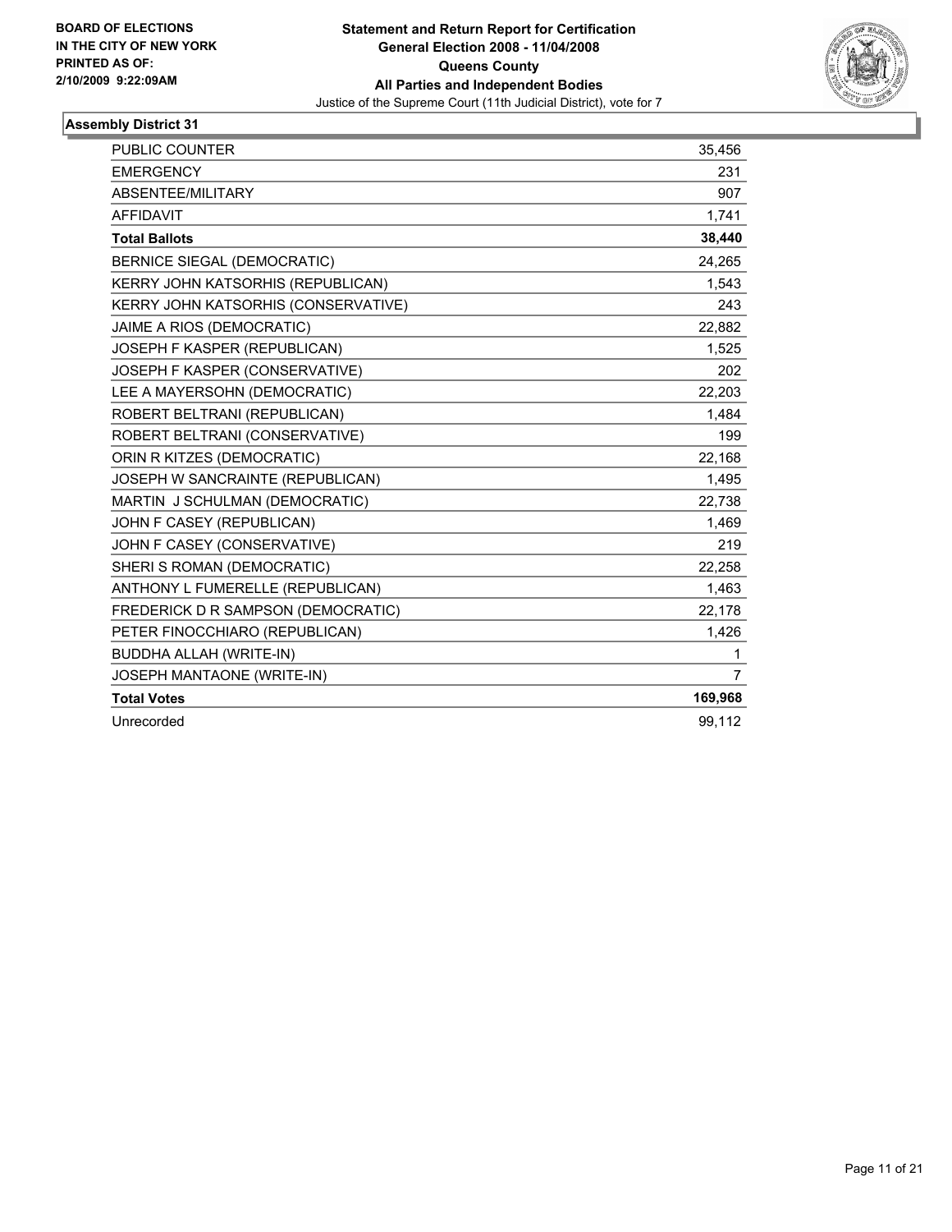BOARD OF ELECTIONS
IN THE CITY OF NEW YORK
PRINTED AS OF:
2/10/2009 9:22:09AM

**Statement and Return Report for Certification**
**General Election 2008 - 11/04/2008**
**Queens County**
**All Parties and Independent Bodies**
Justice of the Supreme Court (11th Judicial District), vote for 7

### Assembly District 31

| | |
|---|---|
| PUBLIC COUNTER | 35,456 |
| EMERGENCY | 231 |
| ABSENTEE/MILITARY | 907 |
| AFFIDAVIT | 1,741 |
| **Total Ballots** | **38,440** |
| BERNICE SIEGAL (DEMOCRATIC) | 24,265 |
| KERRY JOHN KATSORHIS (REPUBLICAN) | 1,543 |
| KERRY JOHN KATSORHIS (CONSERVATIVE) | 243 |
| JAIME A RIOS (DEMOCRATIC) | 22,882 |
| JOSEPH F KASPER (REPUBLICAN) | 1,525 |
| JOSEPH F KASPER (CONSERVATIVE) | 202 |
| LEE A MAYERSOHN (DEMOCRATIC) | 22,203 |
| ROBERT BELTRANI (REPUBLICAN) | 1,484 |
| ROBERT BELTRANI (CONSERVATIVE) | 199 |
| ORIN R KITZES (DEMOCRATIC) | 22,168 |
| JOSEPH W SANCRAINTE (REPUBLICAN) | 1,495 |
| MARTIN J SCHULMAN (DEMOCRATIC) | 22,738 |
| JOHN F CASEY (REPUBLICAN) | 1,469 |
| JOHN F CASEY (CONSERVATIVE) | 219 |
| SHERI S ROMAN (DEMOCRATIC) | 22,258 |
| ANTHONY L FUMERELLE (REPUBLICAN) | 1,463 |
| FREDERICK D R SAMPSON (DEMOCRATIC) | 22,178 |
| PETER FINOCCHIARO (REPUBLICAN) | 1,426 |
| BUDDHA ALLAH (WRITE-IN) | 1 |
| JOSEPH MANTAONE (WRITE-IN) | 7 |
| **Total Votes** | **169,968** |
| Unrecorded | 99,112 |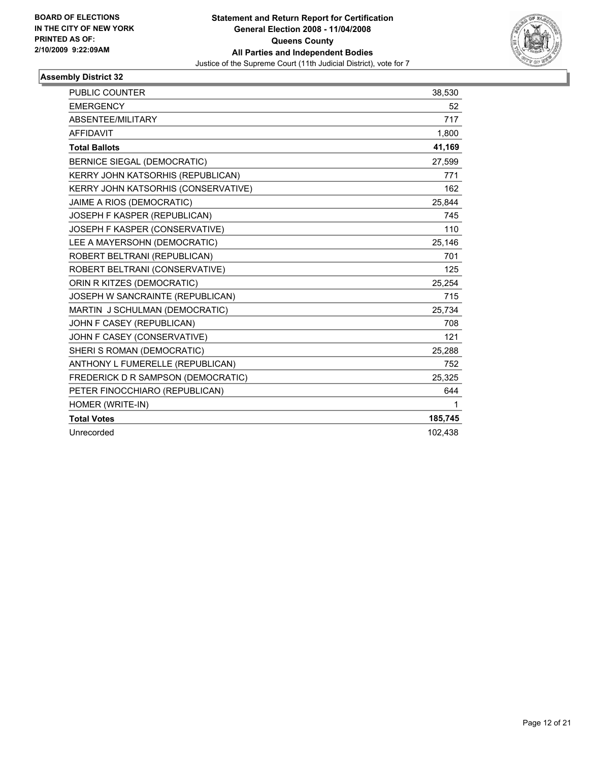**BOARD OF ELECTIONS IN THE CITY OF NEW YORK PRINTED AS OF: 2/10/2009 9:22:09AM**

**Statement and Return Report for Certification**
**General Election 2008 - 11/04/2008**
**Queens County**
**All Parties and Independent Bodies**
Justice of the Supreme Court (11th Judicial District), vote for 7

### Assembly District 32

| | |
|---|---|
| PUBLIC COUNTER | 38,530 |
| EMERGENCY | 52 |
| ABSENTEE/MILITARY | 717 |
| AFFIDAVIT | 1,800 |
| **Total Ballots** | **41,169** |
| BERNICE SIEGAL (DEMOCRATIC) | 27,599 |
| KERRY JOHN KATSORHIS (REPUBLICAN) | 771 |
| KERRY JOHN KATSORHIS (CONSERVATIVE) | 162 |
| JAIME A RIOS (DEMOCRATIC) | 25,844 |
| JOSEPH F KASPER (REPUBLICAN) | 745 |
| JOSEPH F KASPER (CONSERVATIVE) | 110 |
| LEE A MAYERSOHN (DEMOCRATIC) | 25,146 |
| ROBERT BELTRANI (REPUBLICAN) | 701 |
| ROBERT BELTRANI (CONSERVATIVE) | 125 |
| ORIN R KITZES (DEMOCRATIC) | 25,254 |
| JOSEPH W SANCRAINTE (REPUBLICAN) | 715 |
| MARTIN J SCHULMAN (DEMOCRATIC) | 25,734 |
| JOHN F CASEY (REPUBLICAN) | 708 |
| JOHN F CASEY (CONSERVATIVE) | 121 |
| SHERI S ROMAN (DEMOCRATIC) | 25,288 |
| ANTHONY L FUMERELLE (REPUBLICAN) | 752 |
| FREDERICK D R SAMPSON (DEMOCRATIC) | 25,325 |
| PETER FINOCCHIARO (REPUBLICAN) | 644 |
| HOMER (WRITE-IN) | 1 |
| **Total Votes** | **185,745** |
| Unrecorded | 102,438 |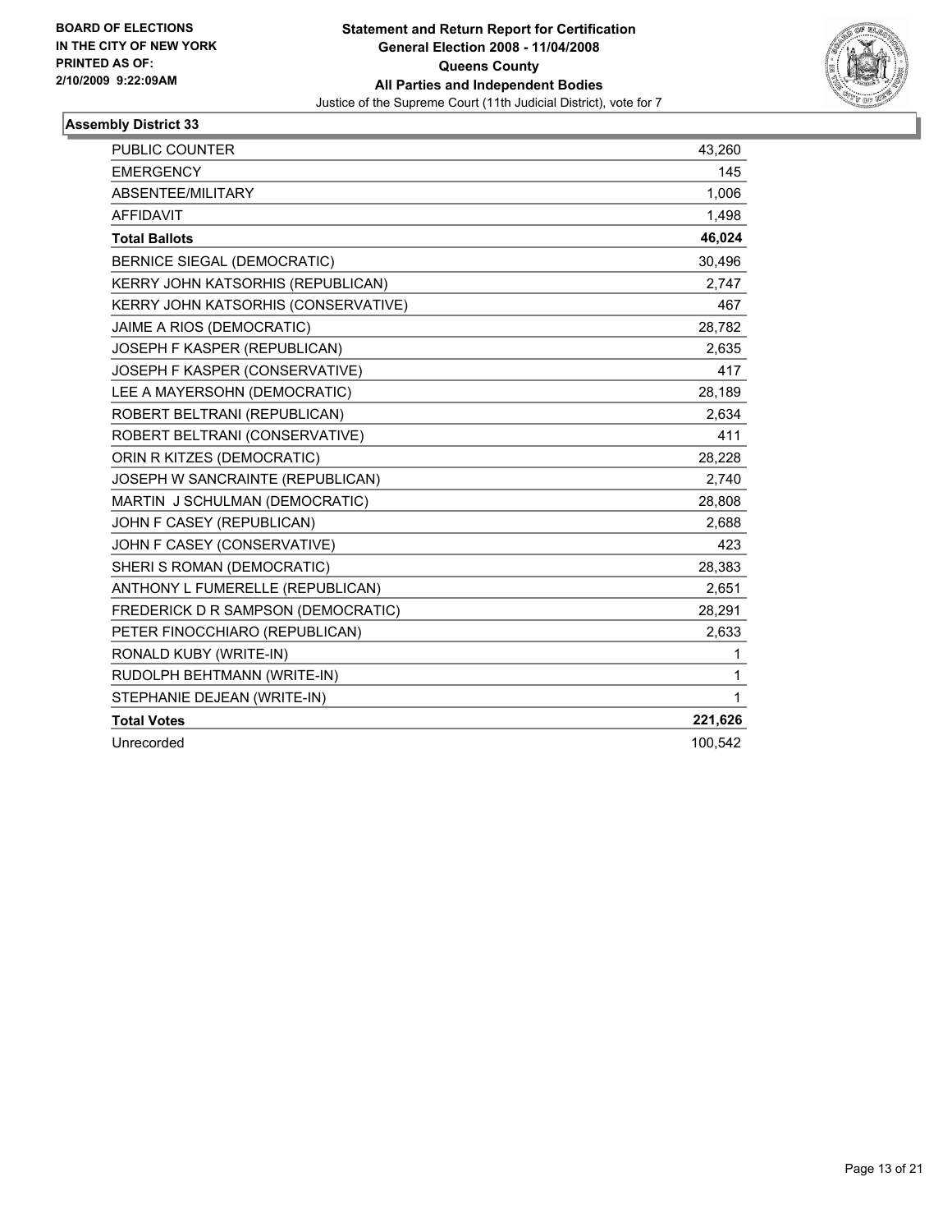**BOARD OF ELECTIONS IN THE CITY OF NEW YORK PRINTED AS OF: 2/10/2009 9:22:09AM**

**Statement and Return Report for Certification**
**General Election 2008 - 11/04/2008**
**Queens County**
**All Parties and Independent Bodies**
Justice of the Supreme Court (11th Judicial District), vote for 7

## Assembly District 33

| | |
|---|---|
| PUBLIC COUNTER | 43,260 |
| EMERGENCY | 145 |
| ABSENTEE/MILITARY | 1,006 |
| AFFIDAVIT | 1,498 |
| **Total Ballots** | **46,024** |
| BERNICE SIEGAL (DEMOCRATIC) | 30,496 |
| KERRY JOHN KATSORHIS (REPUBLICAN) | 2,747 |
| KERRY JOHN KATSORHIS (CONSERVATIVE) | 467 |
| JAIME A RIOS (DEMOCRATIC) | 28,782 |
| JOSEPH F KASPER (REPUBLICAN) | 2,635 |
| JOSEPH F KASPER (CONSERVATIVE) | 417 |
| LEE A MAYERSOHN (DEMOCRATIC) | 28,189 |
| ROBERT BELTRANI (REPUBLICAN) | 2,634 |
| ROBERT BELTRANI (CONSERVATIVE) | 411 |
| ORIN R KITZES (DEMOCRATIC) | 28,228 |
| JOSEPH W SANCRAINTE (REPUBLICAN) | 2,740 |
| MARTIN J SCHULMAN (DEMOCRATIC) | 28,808 |
| JOHN F CASEY (REPUBLICAN) | 2,688 |
| JOHN F CASEY (CONSERVATIVE) | 423 |
| SHERI S ROMAN (DEMOCRATIC) | 28,383 |
| ANTHONY L FUMERELLE (REPUBLICAN) | 2,651 |
| FREDERICK D R SAMPSON (DEMOCRATIC) | 28,291 |
| PETER FINOCCHIARO (REPUBLICAN) | 2,633 |
| RONALD KUBY (WRITE-IN) | 1 |
| RUDOLPH BEHTMANN (WRITE-IN) | 1 |
| STEPHANIE DEJEAN (WRITE-IN) | 1 |
| **Total Votes** | **221,626** |
| Unrecorded | 100,542 |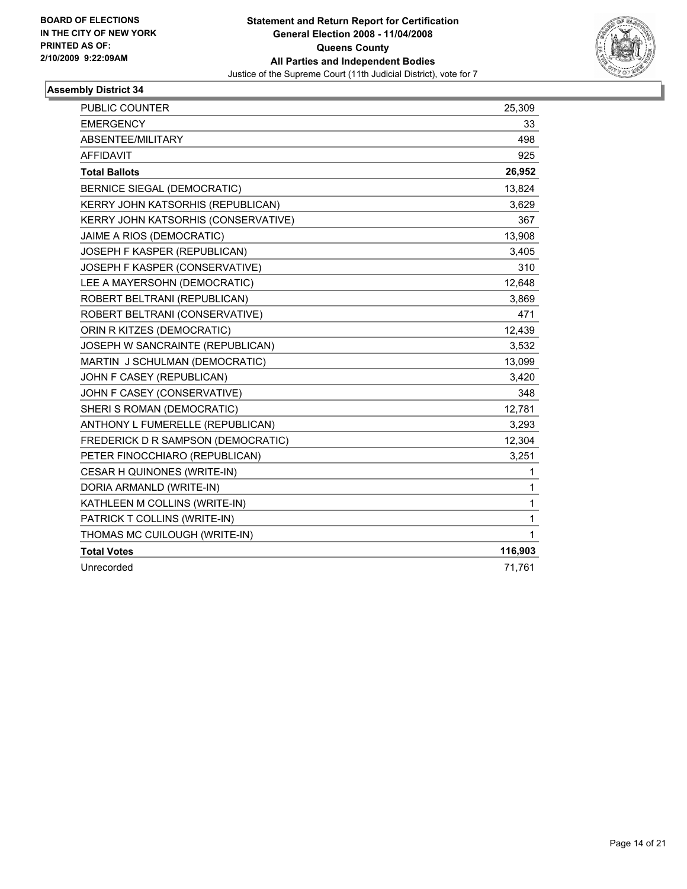**BOARD OF ELECTIONS IN THE CITY OF NEW YORK PRINTED AS OF: 2/10/2009 9:22:09AM**

**Statement and Return Report for Certification General Election 2008 - 11/04/2008 Queens County All Parties and Independent Bodies**

Justice of the Supreme Court (11th Judicial District), vote for 7

## Assembly District 34

| | |
|---|---|
| PUBLIC COUNTER | 25,309 |
| EMERGENCY | 33 |
| ABSENTEE/MILITARY | 498 |
| AFFIDAVIT | 925 |
| **Total Ballots** | **26,952** |
| BERNICE SIEGAL (DEMOCRATIC) | 13,824 |
| KERRY JOHN KATSORHIS (REPUBLICAN) | 3,629 |
| KERRY JOHN KATSORHIS (CONSERVATIVE) | 367 |
| JAIME A RIOS (DEMOCRATIC) | 13,908 |
| JOSEPH F KASPER (REPUBLICAN) | 3,405 |
| JOSEPH F KASPER (CONSERVATIVE) | 310 |
| LEE A MAYERSOHN (DEMOCRATIC) | 12,648 |
| ROBERT BELTRANI (REPUBLICAN) | 3,869 |
| ROBERT BELTRANI (CONSERVATIVE) | 471 |
| ORIN R KITZES (DEMOCRATIC) | 12,439 |
| JOSEPH W SANCRAINTE (REPUBLICAN) | 3,532 |
| MARTIN J SCHULMAN (DEMOCRATIC) | 13,099 |
| JOHN F CASEY (REPUBLICAN) | 3,420 |
| JOHN F CASEY (CONSERVATIVE) | 348 |
| SHERI S ROMAN (DEMOCRATIC) | 12,781 |
| ANTHONY L FUMERELLE (REPUBLICAN) | 3,293 |
| FREDERICK D R SAMPSON (DEMOCRATIC) | 12,304 |
| PETER FINOCCHIARO (REPUBLICAN) | 3,251 |
| CESAR H QUINONES (WRITE-IN) | 1 |
| DORIA ARMANLD (WRITE-IN) | 1 |
| KATHLEEN M COLLINS (WRITE-IN) | 1 |
| PATRICK T COLLINS (WRITE-IN) | 1 |
| THOMAS MC CUILOUGH (WRITE-IN) | 1 |
| **Total Votes** | **116,903** |
| Unrecorded | 71,761 |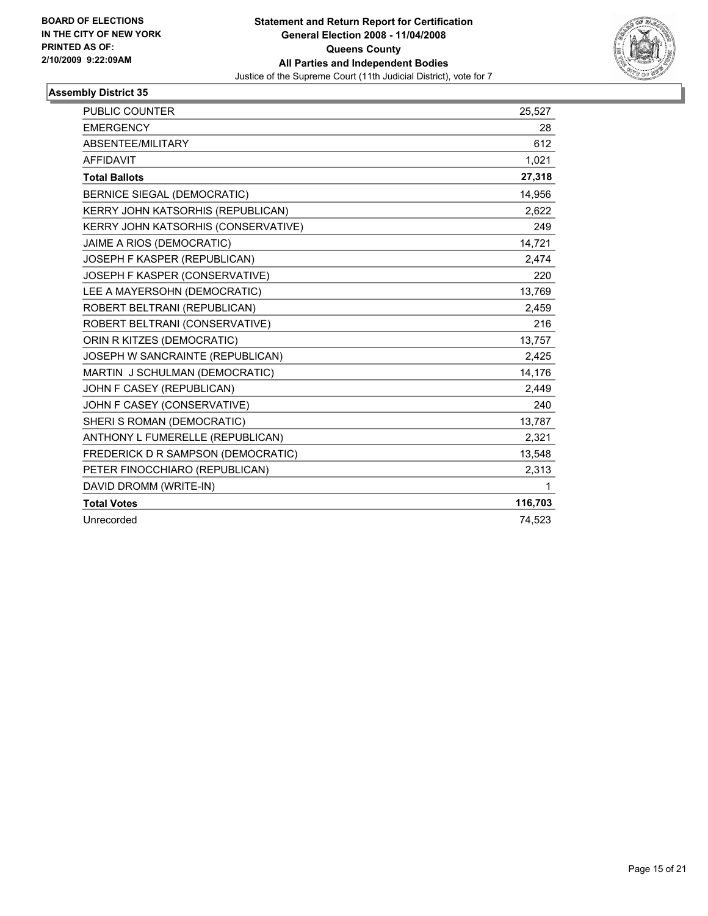**BOARD OF ELECTIONS IN THE CITY OF NEW YORK PRINTED AS OF: 2/10/2009 9:22:09AM**

**Statement and Return Report for Certification**
**General Election 2008 - 11/04/2008**
**Queens County**
**All Parties and Independent Bodies**
Justice of the Supreme Court (11th Judicial District), vote for 7

## Assembly District 35

| | |
|---|---|
| PUBLIC COUNTER | 25,527 |
| EMERGENCY | 28 |
| ABSENTEE/MILITARY | 612 |
| AFFIDAVIT | 1,021 |
| **Total Ballots** | **27,318** |
| BERNICE SIEGAL (DEMOCRATIC) | 14,956 |
| KERRY JOHN KATSORHIS (REPUBLICAN) | 2,622 |
| KERRY JOHN KATSORHIS (CONSERVATIVE) | 249 |
| JAIME A RIOS (DEMOCRATIC) | 14,721 |
| JOSEPH F KASPER (REPUBLICAN) | 2,474 |
| JOSEPH F KASPER (CONSERVATIVE) | 220 |
| LEE A MAYERSOHN (DEMOCRATIC) | 13,769 |
| ROBERT BELTRANI (REPUBLICAN) | 2,459 |
| ROBERT BELTRANI (CONSERVATIVE) | 216 |
| ORIN R KITZES (DEMOCRATIC) | 13,757 |
| JOSEPH W SANCRAINTE (REPUBLICAN) | 2,425 |
| MARTIN J SCHULMAN (DEMOCRATIC) | 14,176 |
| JOHN F CASEY (REPUBLICAN) | 2,449 |
| JOHN F CASEY (CONSERVATIVE) | 240 |
| SHERI S ROMAN (DEMOCRATIC) | 13,787 |
| ANTHONY L FUMERELLE (REPUBLICAN) | 2,321 |
| FREDERICK D R SAMPSON (DEMOCRATIC) | 13,548 |
| PETER FINOCCHIARO (REPUBLICAN) | 2,313 |
| DAVID DROMM (WRITE-IN) | 1 |
| **Total Votes** | **116,703** |
| Unrecorded | 74,523 |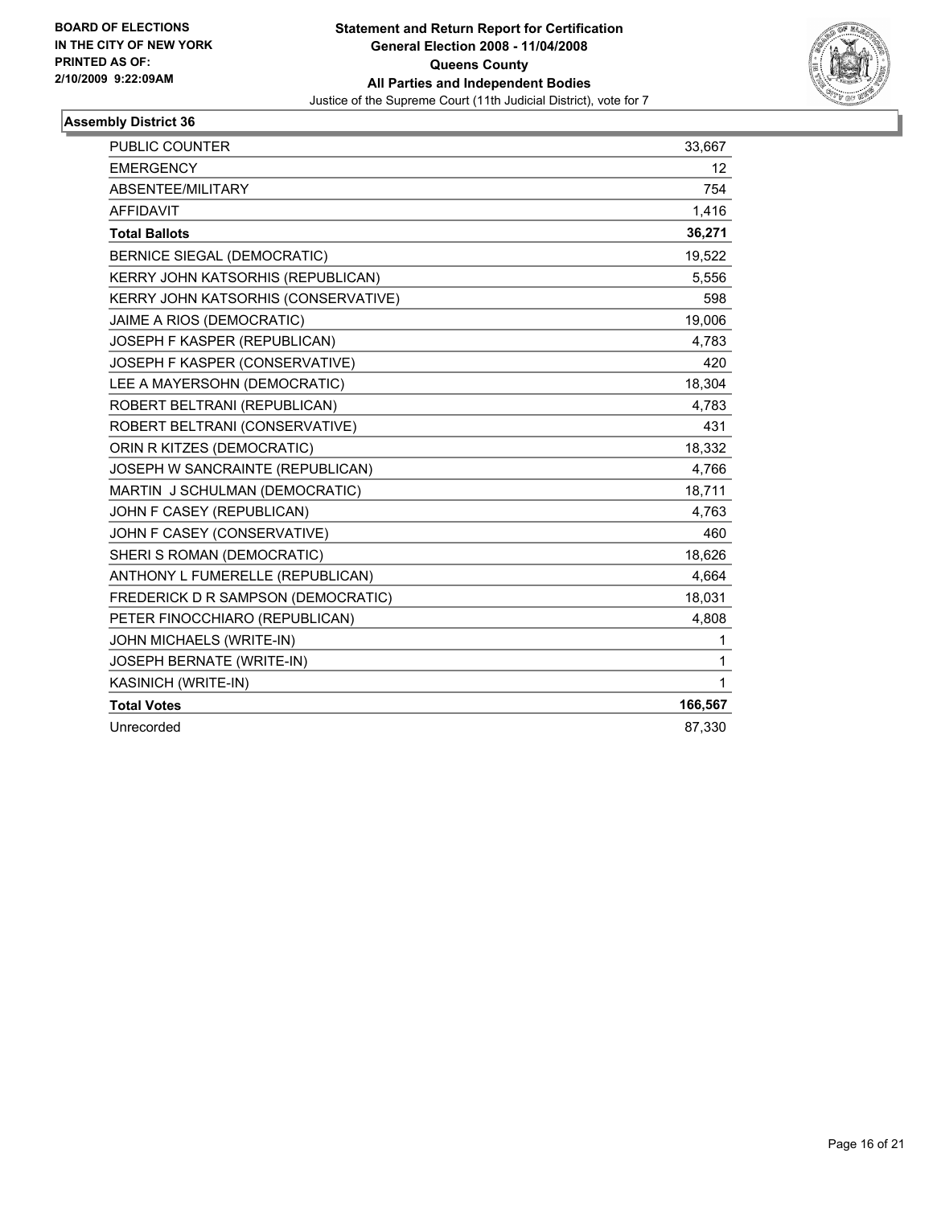**BOARD OF ELECTIONS IN THE CITY OF NEW YORK PRINTED AS OF: 2/10/2009 9:22:09AM**

**Statement and Return Report for Certification General Election 2008 - 11/04/2008 Queens County All Parties and Independent Bodies**

Justice of the Supreme Court (11th Judicial District), vote for 7

## Assembly District 36

| | |
|---|---|
| PUBLIC COUNTER | 33,667 |
| EMERGENCY | 12 |
| ABSENTEE/MILITARY | 754 |
| AFFIDAVIT | 1,416 |
| **Total Ballots** | **36,271** |
| BERNICE SIEGAL (DEMOCRATIC) | 19,522 |
| KERRY JOHN KATSORHIS (REPUBLICAN) | 5,556 |
| KERRY JOHN KATSORHIS (CONSERVATIVE) | 598 |
| JAIME A RIOS (DEMOCRATIC) | 19,006 |
| JOSEPH F KASPER (REPUBLICAN) | 4,783 |
| JOSEPH F KASPER (CONSERVATIVE) | 420 |
| LEE A MAYERSOHN (DEMOCRATIC) | 18,304 |
| ROBERT BELTRANI (REPUBLICAN) | 4,783 |
| ROBERT BELTRANI (CONSERVATIVE) | 431 |
| ORIN R KITZES (DEMOCRATIC) | 18,332 |
| JOSEPH W SANCRAINTE (REPUBLICAN) | 4,766 |
| MARTIN J SCHULMAN (DEMOCRATIC) | 18,711 |
| JOHN F CASEY (REPUBLICAN) | 4,763 |
| JOHN F CASEY (CONSERVATIVE) | 460 |
| SHERI S ROMAN (DEMOCRATIC) | 18,626 |
| ANTHONY L FUMERELLE (REPUBLICAN) | 4,664 |
| FREDERICK D R SAMPSON (DEMOCRATIC) | 18,031 |
| PETER FINOCCHIARO (REPUBLICAN) | 4,808 |
| JOHN MICHAELS (WRITE-IN) | 1 |
| JOSEPH BERNATE (WRITE-IN) | 1 |
| KASINICH (WRITE-IN) | 1 |
| **Total Votes** | **166,567** |
| Unrecorded | 87,330 |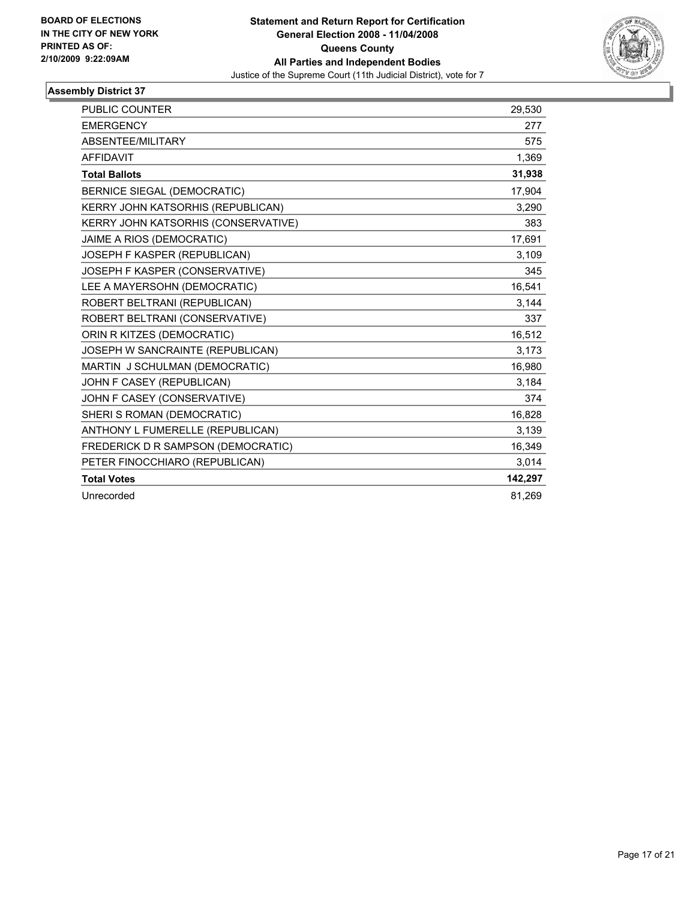**BOARD OF ELECTIONS IN THE CITY OF NEW YORK**
**PRINTED AS OF: 2/10/2009 9:22:09AM**

**Statement and Return Report for Certification**
**General Election 2008 - 11/04/2008**
**Queens County**
**All Parties and Independent Bodies**
Justice of the Supreme Court (11th Judicial District), vote for 7

## Assembly District 37

| | |
|---|---|
| PUBLIC COUNTER | 29,530 |
| EMERGENCY | 277 |
| ABSENTEE/MILITARY | 575 |
| AFFIDAVIT | 1,369 |
| **Total Ballots** | **31,938** |
| BERNICE SIEGAL (DEMOCRATIC) | 17,904 |
| KERRY JOHN KATSORHIS (REPUBLICAN) | 3,290 |
| KERRY JOHN KATSORHIS (CONSERVATIVE) | 383 |
| JAIME A RIOS (DEMOCRATIC) | 17,691 |
| JOSEPH F KASPER (REPUBLICAN) | 3,109 |
| JOSEPH F KASPER (CONSERVATIVE) | 345 |
| LEE A MAYERSOHN (DEMOCRATIC) | 16,541 |
| ROBERT BELTRANI (REPUBLICAN) | 3,144 |
| ROBERT BELTRANI (CONSERVATIVE) | 337 |
| ORIN R KITZES (DEMOCRATIC) | 16,512 |
| JOSEPH W SANCRAINTE (REPUBLICAN) | 3,173 |
| MARTIN J SCHULMAN (DEMOCRATIC) | 16,980 |
| JOHN F CASEY (REPUBLICAN) | 3,184 |
| JOHN F CASEY (CONSERVATIVE) | 374 |
| SHERI S ROMAN (DEMOCRATIC) | 16,828 |
| ANTHONY L FUMERELLE (REPUBLICAN) | 3,139 |
| FREDERICK D R SAMPSON (DEMOCRATIC) | 16,349 |
| PETER FINOCCHIARO (REPUBLICAN) | 3,014 |
| **Total Votes** | **142,297** |
| Unrecorded | 81,269 |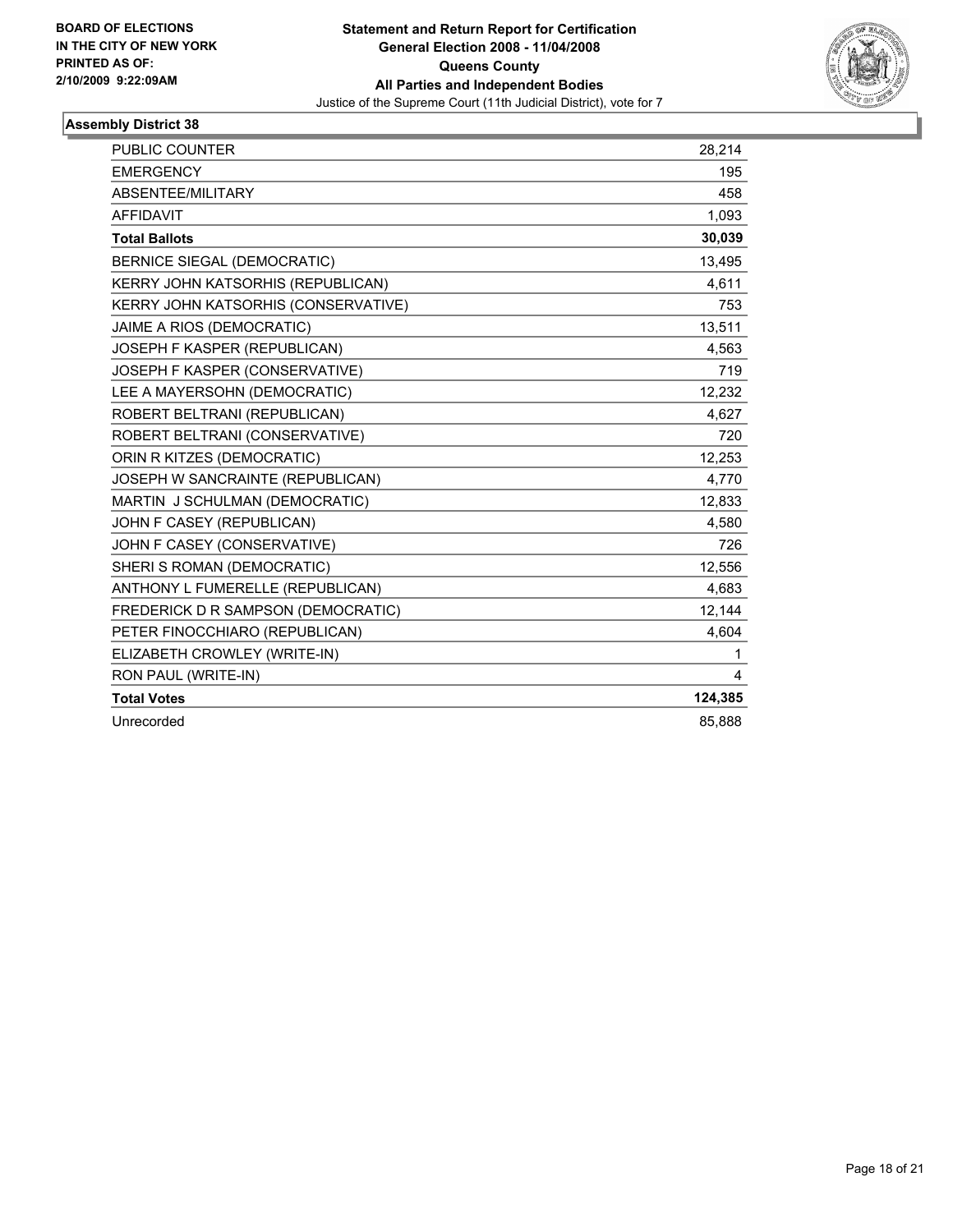**BOARD OF ELECTIONS IN THE CITY OF NEW YORK PRINTED AS OF: 2/10/2009 9:22:09AM**

**Statement and Return Report for Certification General Election 2008 - 11/04/2008 Queens County All Parties and Independent Bodies**

Justice of the Supreme Court (11th Judicial District), vote for 7

### Assembly District 38

| | |
|---|---|
| PUBLIC COUNTER | 28,214 |
| EMERGENCY | 195 |
| ABSENTEE/MILITARY | 458 |
| AFFIDAVIT | 1,093 |
| **Total Ballots** | **30,039** |
| BERNICE SIEGAL (DEMOCRATIC) | 13,495 |
| KERRY JOHN KATSORHIS (REPUBLICAN) | 4,611 |
| KERRY JOHN KATSORHIS (CONSERVATIVE) | 753 |
| JAIME A RIOS (DEMOCRATIC) | 13,511 |
| JOSEPH F KASPER (REPUBLICAN) | 4,563 |
| JOSEPH F KASPER (CONSERVATIVE) | 719 |
| LEE A MAYERSOHN (DEMOCRATIC) | 12,232 |
| ROBERT BELTRANI (REPUBLICAN) | 4,627 |
| ROBERT BELTRANI (CONSERVATIVE) | 720 |
| ORIN R KITZES (DEMOCRATIC) | 12,253 |
| JOSEPH W SANCRAINTE (REPUBLICAN) | 4,770 |
| MARTIN J SCHULMAN (DEMOCRATIC) | 12,833 |
| JOHN F CASEY (REPUBLICAN) | 4,580 |
| JOHN F CASEY (CONSERVATIVE) | 726 |
| SHERI S ROMAN (DEMOCRATIC) | 12,556 |
| ANTHONY L FUMERELLE (REPUBLICAN) | 4,683 |
| FREDERICK D R SAMPSON (DEMOCRATIC) | 12,144 |
| PETER FINOCCHIARO (REPUBLICAN) | 4,604 |
| ELIZABETH CROWLEY (WRITE-IN) | 1 |
| RON PAUL (WRITE-IN) | 4 |
| **Total Votes** | **124,385** |
| Unrecorded | 85,888 |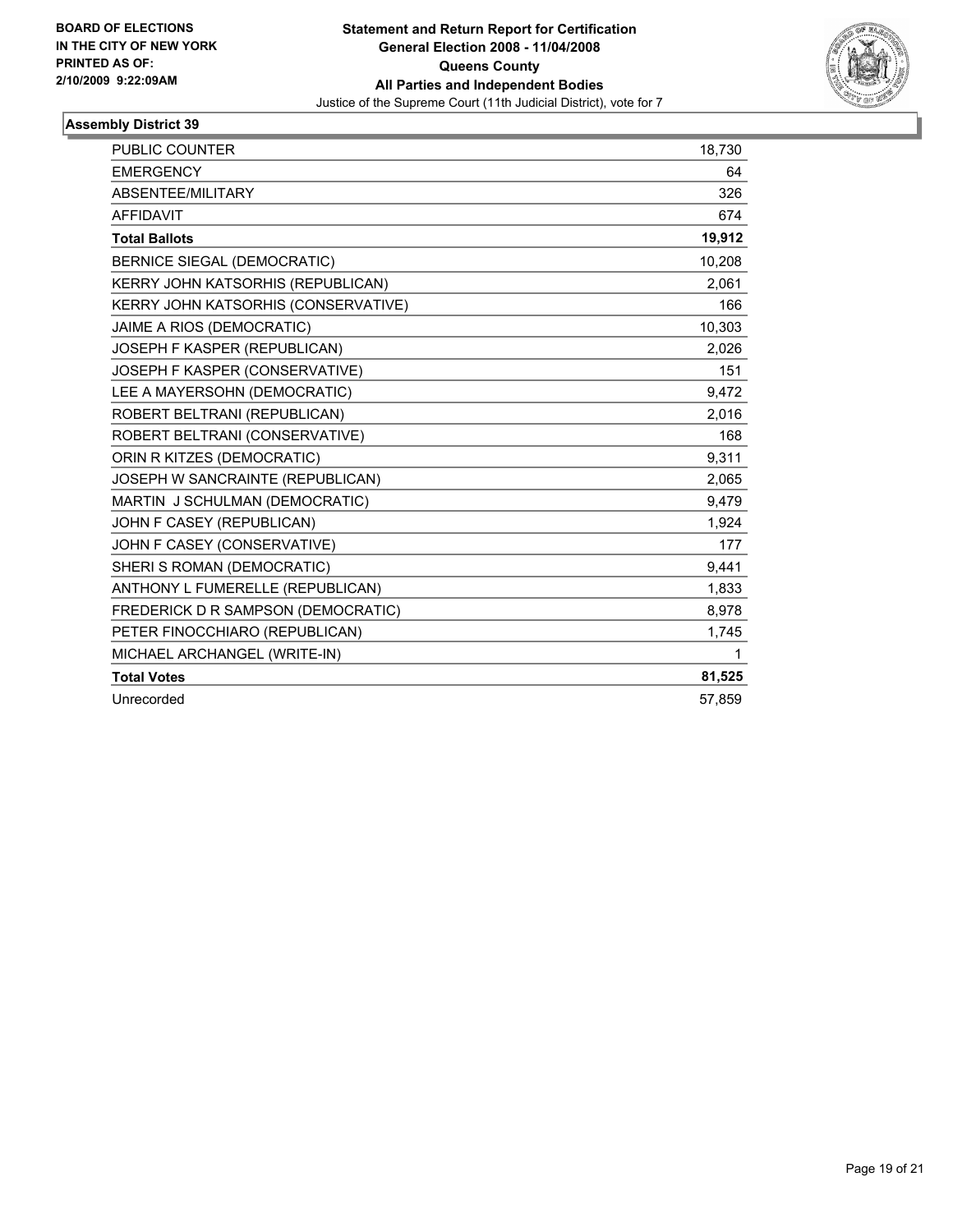**BOARD OF ELECTIONS IN THE CITY OF NEW YORK PRINTED AS OF: 2/10/2009 9:22:09AM**

**Statement and Return Report for Certification**
**General Election 2008 - 11/04/2008**
**Queens County**
**All Parties and Independent Bodies**
Justice of the Supreme Court (11th Judicial District), vote for 7

### Assembly District 39

| | |
|---|---|
| PUBLIC COUNTER | 18,730 |
| EMERGENCY | 64 |
| ABSENTEE/MILITARY | 326 |
| AFFIDAVIT | 674 |
| **Total Ballots** | **19,912** |
| BERNICE SIEGAL (DEMOCRATIC) | 10,208 |
| KERRY JOHN KATSORHIS (REPUBLICAN) | 2,061 |
| KERRY JOHN KATSORHIS (CONSERVATIVE) | 166 |
| JAIME A RIOS (DEMOCRATIC) | 10,303 |
| JOSEPH F KASPER (REPUBLICAN) | 2,026 |
| JOSEPH F KASPER (CONSERVATIVE) | 151 |
| LEE A MAYERSOHN (DEMOCRATIC) | 9,472 |
| ROBERT BELTRANI (REPUBLICAN) | 2,016 |
| ROBERT BELTRANI (CONSERVATIVE) | 168 |
| ORIN R KITZES (DEMOCRATIC) | 9,311 |
| JOSEPH W SANCRAINTE (REPUBLICAN) | 2,065 |
| MARTIN J SCHULMAN (DEMOCRATIC) | 9,479 |
| JOHN F CASEY (REPUBLICAN) | 1,924 |
| JOHN F CASEY (CONSERVATIVE) | 177 |
| SHERI S ROMAN (DEMOCRATIC) | 9,441 |
| ANTHONY L FUMERELLE (REPUBLICAN) | 1,833 |
| FREDERICK D R SAMPSON (DEMOCRATIC) | 8,978 |
| PETER FINOCCHIARO (REPUBLICAN) | 1,745 |
| MICHAEL ARCHANGEL (WRITE-IN) | 1 |
| **Total Votes** | **81,525** |
| Unrecorded | 57,859 |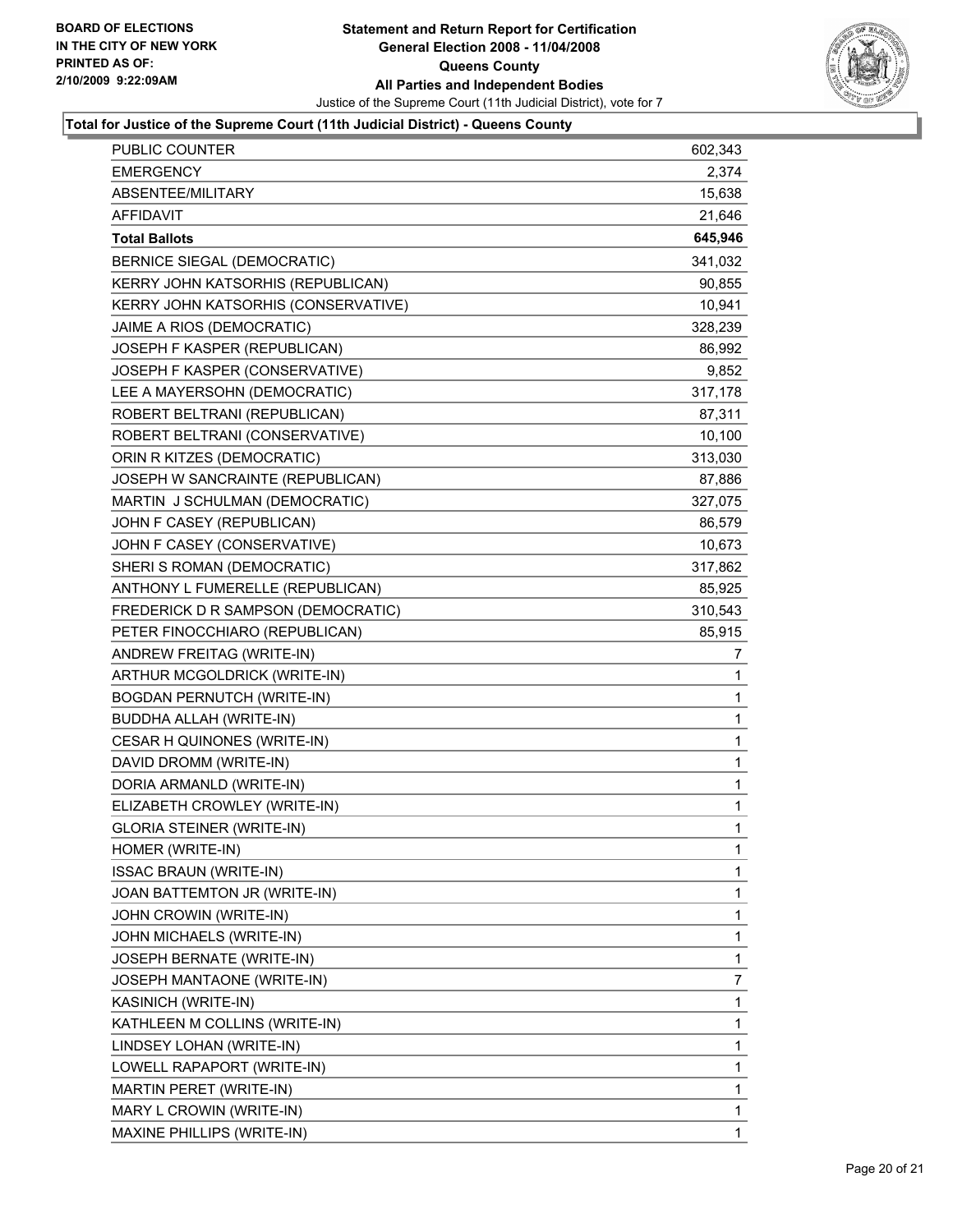**BOARD OF ELECTIONS IN THE CITY OF NEW YORK PRINTED AS OF: 2/10/2009 9:22:09AM**

# Statement and Return Report for Certification
## General Election 2008 - 11/04/2008
## Queens County
## All Parties and Independent Bodies

Justice of the Supreme Court (11th Judicial District), vote for 7

### Total for Justice of the Supreme Court (11th Judicial District) - Queens County

| | |
|---|---|
| PUBLIC COUNTER | 602,343 |
| EMERGENCY | 2,374 |
| ABSENTEE/MILITARY | 15,638 |
| AFFIDAVIT | 21,646 |
| **Total Ballots** | **645,946** |
| BERNICE SIEGAL (DEMOCRATIC) | 341,032 |
| KERRY JOHN KATSORHIS (REPUBLICAN) | 90,855 |
| KERRY JOHN KATSORHIS (CONSERVATIVE) | 10,941 |
| JAIME A RIOS (DEMOCRATIC) | 328,239 |
| JOSEPH F KASPER (REPUBLICAN) | 86,992 |
| JOSEPH F KASPER (CONSERVATIVE) | 9,852 |
| LEE A MAYERSOHN (DEMOCRATIC) | 317,178 |
| ROBERT BELTRANI (REPUBLICAN) | 87,311 |
| ROBERT BELTRANI (CONSERVATIVE) | 10,100 |
| ORIN R KITZES (DEMOCRATIC) | 313,030 |
| JOSEPH W SANCRAINTE (REPUBLICAN) | 87,886 |
| MARTIN J SCHULMAN (DEMOCRATIC) | 327,075 |
| JOHN F CASEY (REPUBLICAN) | 86,579 |
| JOHN F CASEY (CONSERVATIVE) | 10,673 |
| SHERI S ROMAN (DEMOCRATIC) | 317,862 |
| ANTHONY L FUMERELLE (REPUBLICAN) | 85,925 |
| FREDERICK D R SAMPSON (DEMOCRATIC) | 310,543 |
| PETER FINOCCHIARO (REPUBLICAN) | 85,915 |
| ANDREW FREITAG (WRITE-IN) | 7 |
| ARTHUR MCGOLDRICK (WRITE-IN) | 1 |
| BOGDAN PERNUTCH (WRITE-IN) | 1 |
| BUDDHA ALLAH (WRITE-IN) | 1 |
| CESAR H QUINONES (WRITE-IN) | 1 |
| DAVID DROMM (WRITE-IN) | 1 |
| DORIA ARMANLD (WRITE-IN) | 1 |
| ELIZABETH CROWLEY (WRITE-IN) | 1 |
| GLORIA STEINER (WRITE-IN) | 1 |
| HOMER (WRITE-IN) | 1 |
| ISSAC BRAUN (WRITE-IN) | 1 |
| JOAN BATTEMTON JR (WRITE-IN) | 1 |
| JOHN CROWIN (WRITE-IN) | 1 |
| JOHN MICHAELS (WRITE-IN) | 1 |
| JOSEPH BERNATE (WRITE-IN) | 1 |
| JOSEPH MANTAONE (WRITE-IN) | 7 |
| KASINICH (WRITE-IN) | 1 |
| KATHLEEN M COLLINS (WRITE-IN) | 1 |
| LINDSEY LOHAN (WRITE-IN) | 1 |
| LOWELL RAPAPORT (WRITE-IN) | 1 |
| MARTIN PERET (WRITE-IN) | 1 |
| MARY L CROWIN (WRITE-IN) | 1 |
| MAXINE PHILLIPS (WRITE-IN) | 1 |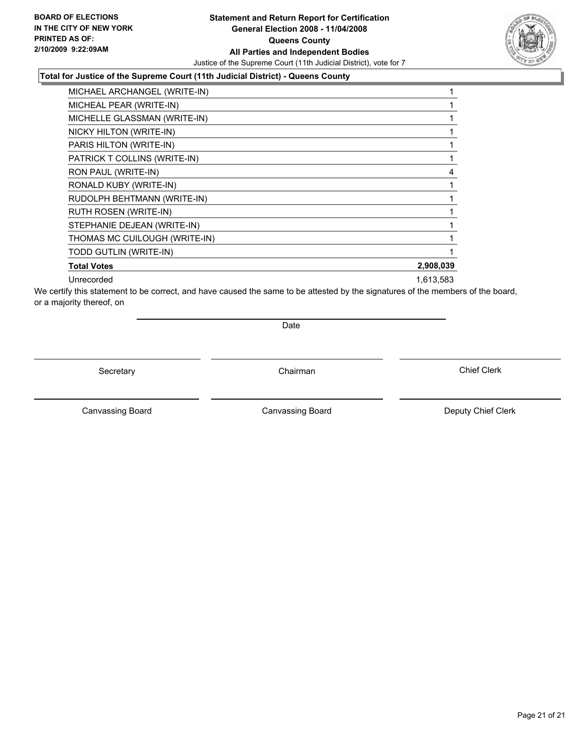BOARD OF ELECTIONS
IN THE CITY OF NEW YORK
PRINTED AS OF:
2/10/2009 9:22:09AM

**Statement and Return Report for Certification**
**General Election 2008 - 11/04/2008**
**Queens County**
**All Parties and Independent Bodies**
Justice of the Supreme Court (11th Judicial District), vote for 7

### Total for Justice of the Supreme Court (11th Judicial District) - Queens County

| | |
|---|---|
| MICHAEL ARCHANGEL (WRITE-IN) | 1 |
| MICHEAL PEAR (WRITE-IN) | 1 |
| MICHELLE GLASSMAN (WRITE-IN) | 1 |
| NICKY HILTON (WRITE-IN) | 1 |
| PARIS HILTON (WRITE-IN) | 1 |
| PATRICK T COLLINS (WRITE-IN) | 1 |
| RON PAUL (WRITE-IN) | 4 |
| RONALD KUBY (WRITE-IN) | 1 |
| RUDOLPH BEHTMANN (WRITE-IN) | 1 |
| RUTH ROSEN (WRITE-IN) | 1 |
| STEPHANIE DEJEAN (WRITE-IN) | 1 |
| THOMAS MC CUILOUGH (WRITE-IN) | 1 |
| TODD GUTLIN (WRITE-IN) | 1 |
| **Total Votes** | **2,908,039** |
| Unrecorded | 1,613,583 |

We certify this statement to be correct, and have caused the same to be attested by the signatures of the members of the board, or a majority thereof, on

Date

Secretary    Chairman    Chief Clerk

Canvassing Board    Canvassing Board    Deputy Chief Clerk